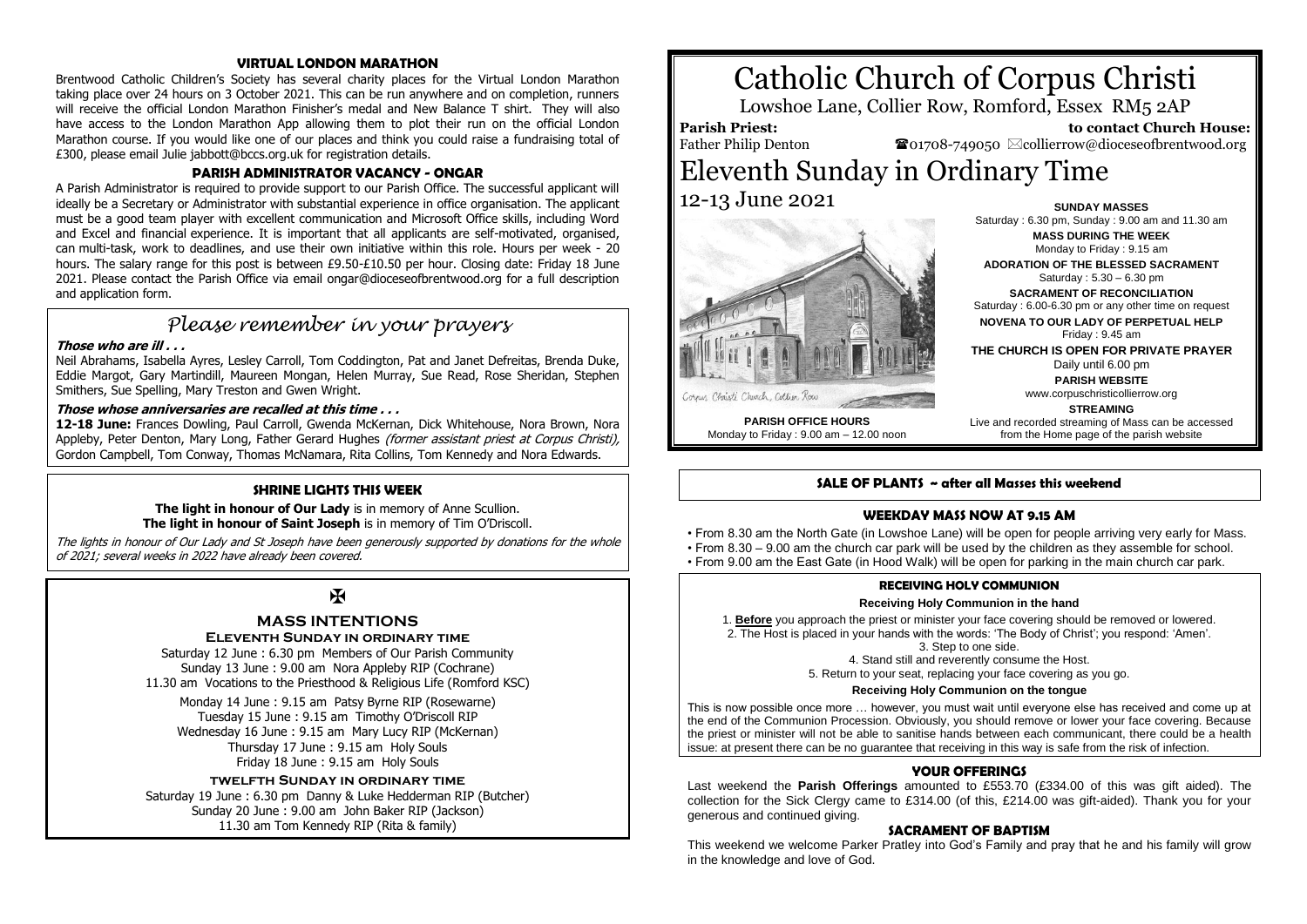# Catholic Church of Corpus Christi

Lowshoe Lane, Collier Row, Romford, Essex RM5 2AP

**Parish Priest:** Father Philip Denton

**to contact Church House:** ☎01708-749050 ✉collierrow@dioceseofbrentwood.org

# Eleventh Sunday in Ordinary Time

## 12-13 June 2021

Corpus Christi Church, Collier Row

**PARISH OFFICE HOURS**
Monday to Friday : 9.00 am – 12.00 noon

**SUNDAY MASSES**
Saturday : 6.30 pm, Sunday : 9.00 am and 11.30 am

**MASS DURING THE WEEK**
Monday to Friday : 9.15 am

**ADORATION OF THE BLESSED SACRAMENT**
Saturday : 5.30 – 6.30 pm

**SACRAMENT OF RECONCILIATION**
Saturday : 6.00-6.30 pm or any other time on request

**NOVENA TO OUR LADY OF PERPETUAL HELP**
Friday : 9.45 am

**THE CHURCH IS OPEN FOR PRIVATE PRAYER**
Daily until 6.00 pm

**PARISH WEBSITE**
www.corpuschristicollierrow.org

**STREAMING**
Live and recorded streaming of Mass can be accessed from the Home page of the parish website

### SALE OF PLANTS ~ after all Masses this weekend

### WEEKDAY MASS NOW AT 9.15 AM

- From 8.30 am the North Gate (in Lowshoe Lane) will be open for people arriving very early for Mass.
- From 8.30 – 9.00 am the church car park will be used by the children as they assemble for school.
- From 9.00 am the East Gate (in Hood Walk) will be open for parking in the main church car park.

### RECEIVING HOLY COMMUNION

**Receiving Holy Communion in the hand**

1. **Before** you approach the priest or minister your face covering should be removed or lowered.
2. The Host is placed in your hands with the words: 'The Body of Christ'; you respond: 'Amen'.
3. Step to one side.
4. Stand still and reverently consume the Host.
5. Return to your seat, replacing your face covering as you go.

**Receiving Holy Communion on the tongue**

This is now possible once more … however, you must wait until everyone else has received and come up at the end of the Communion Procession. Obviously, you should remove or lower your face covering. Because the priest or minister will not be able to sanitise hands between each communicant, there could be a health issue: at present there can be no guarantee that receiving in this way is safe from the risk of infection.

### YOUR OFFERINGS

Last weekend the **Parish Offerings** amounted to £553.70 (£334.00 of this was gift aided). The collection for the Sick Clergy came to £314.00 (of this, £214.00 was gift-aided). Thank you for your generous and continued giving.

### SACRAMENT OF BAPTISM

This weekend we welcome Parker Pratley into God's Family and pray that he and his family will grow in the knowledge and love of God.

### VIRTUAL LONDON MARATHON

Brentwood Catholic Children's Society has several charity places for the Virtual London Marathon taking place over 24 hours on 3 October 2021. This can be run anywhere and on completion, runners will receive the official London Marathon Finisher's medal and New Balance T shirt. They will also have access to the London Marathon App allowing them to plot their run on the official London Marathon course. If you would like one of our places and think you could raise a fundraising total of £300, please email Julie jabbott@bccs.org.uk for registration details.

### PARISH ADMINISTRATOR VACANCY - ONGAR

A Parish Administrator is required to provide support to our Parish Office. The successful applicant will ideally be a Secretary or Administrator with substantial experience in office organisation. The applicant must be a good team player with excellent communication and Microsoft Office skills, including Word and Excel and financial experience. It is important that all applicants are self-motivated, organised, can multi-task, work to deadlines, and use their own initiative within this role. Hours per week - 20 hours. The salary range for this post is between £9.50-£10.50 per hour. Closing date: Friday 18 June 2021. Please contact the Parish Office via email ongar@dioceseofbrentwood.org for a full description and application form.

## *Please remember in your prayers*

***Those who are ill . . .***

Neil Abrahams, Isabella Ayres, Lesley Carroll, Tom Coddington, Pat and Janet Defreitas, Brenda Duke, Eddie Margot, Gary Martindill, Maureen Mongan, Helen Murray, Sue Read, Rose Sheridan, Stephen Smithers, Sue Spelling, Mary Treston and Gwen Wright.

***Those whose anniversaries are recalled at this time . . .***

**12-18 June:** Frances Dowling, Paul Carroll, Gwenda McKernan, Dick Whitehouse, Nora Brown, Nora Appleby, Peter Denton, Mary Long, Father Gerard Hughes *(former assistant priest at Corpus Christi)*, Gordon Campbell, Tom Conway, Thomas McNamara, Rita Collins, Tom Kennedy and Nora Edwards.

### SHRINE LIGHTS THIS WEEK

**The light in honour of Our Lady** is in memory of Anne Scullion.
**The light in honour of Saint Joseph** is in memory of Tim O'Driscoll.

*The lights in honour of Our Lady and St Joseph have been generously supported by donations for the whole of 2021; several weeks in 2022 have already been covered.*

✠

### MASS INTENTIONS

**Eleventh Sunday in ordinary time**

Saturday 12 June : 6.30 pm Members of Our Parish Community
Sunday 13 June : 9.00 am Nora Appleby RIP (Cochrane)
11.30 am Vocations to the Priesthood & Religious Life (Romford KSC)

Monday 14 June : 9.15 am Patsy Byrne RIP (Rosewarne)
Tuesday 15 June : 9.15 am Timothy O'Driscoll RIP
Wednesday 16 June : 9.15 am Mary Lucy RIP (McKernan)
Thursday 17 June : 9.15 am Holy Souls
Friday 18 June : 9.15 am Holy Souls

**twelfth Sunday in ordinary time**

Saturday 19 June : 6.30 pm Danny & Luke Hedderman RIP (Butcher)
Sunday 20 June : 9.00 am John Baker RIP (Jackson)
11.30 am Tom Kennedy RIP (Rita & family)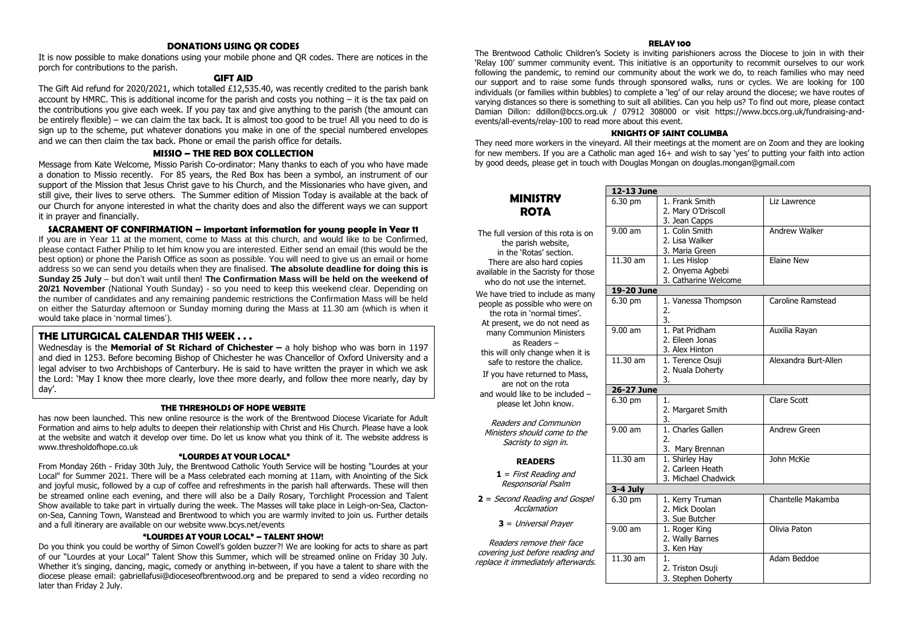## DONATIONS USING QR CODES

It is now possible to make donations using your mobile phone and QR codes. There are notices in the porch for contributions to the parish.

## GIFT AID

The Gift Aid refund for 2020/2021, which totalled £12,535.40, was recently credited to the parish bank account by HMRC. This is additional income for the parish and costs you nothing – it is the tax paid on the contributions you give each week. If you pay tax and give anything to the parish (the amount can be entirely flexible) – we can claim the tax back. It is almost too good to be true! All you need to do is sign up to the scheme, put whatever donations you make in one of the special numbered envelopes and we can then claim the tax back. Phone or email the parish office for details.

## MISSIO – THE RED BOX COLLECTION

Message from Kate Welcome, Missio Parish Co-ordinator: Many thanks to each of you who have made a donation to Missio recently. For 85 years, the Red Box has been a symbol, an instrument of our support of the Mission that Jesus Christ gave to his Church, and the Missionaries who have given, and still give, their lives to serve others. The Summer edition of Mission Today is available at the back of our Church for anyone interested in what the charity does and also the different ways we can support it in prayer and financially.

## SACRAMENT OF CONFIRMATION – important information for young people in Year 11

If you are in Year 11 at the moment, come to Mass at this church, and would like to be Confirmed, please contact Father Philip to let him know you are interested. Either send an email (this would be the best option) or phone the Parish Office as soon as possible. You will need to give us an email or home address so we can send you details when they are finalised. **The absolute deadline for doing this is Sunday 25 July** – but don't wait until then! **The Confirmation Mass will be held on the weekend of 20/21 November** (National Youth Sunday) - so you need to keep this weekend clear. Depending on the number of candidates and any remaining pandemic restrictions the Confirmation Mass will be held on either the Saturday afternoon or Sunday morning during the Mass at 11.30 am (which is when it would take place in 'normal times').

## THE LITURGICAL CALENDAR THIS WEEK . . .

Wednesday is the **Memorial of St Richard of Chichester –** a holy bishop who was born in 1197 and died in 1253. Before becoming Bishop of Chichester he was Chancellor of Oxford University and a legal adviser to two Archbishops of Canterbury. He is said to have written the prayer in which we ask the Lord: 'May I know thee more clearly, love thee more dearly, and follow thee more nearly, day by day'.

## THE THRESHOLDS OF HOPE WEBSITE

has now been launched. This new online resource is the work of the Brentwood Diocese Vicariate for Adult Formation and aims to help adults to deepen their relationship with Christ and His Church. Please have a look at the website and watch it develop over time. Do let us know what you think of it. The website address is www.thresholdofhope.co.uk

## "LOURDES AT YOUR LOCAL"

From Monday 26th - Friday 30th July, the Brentwood Catholic Youth Service will be hosting "Lourdes at your Local" for Summer 2021. There will be a Mass celebrated each morning at 11am, with Anointing of the Sick and joyful music, followed by a cup of coffee and refreshments in the parish hall afterwards. These will then be streamed online each evening, and there will also be a Daily Rosary, Torchlight Procession and Talent Show available to take part in virtually during the week. The Masses will take place in Leigh-on-Sea, Clacton-on-Sea, Canning Town, Wanstead and Brentwood to which you are warmly invited to join us. Further details and a full itinerary are available on our website www.bcys.net/events

## "LOURDES AT YOUR LOCAL" – TALENT SHOW!

Do you think you could be worthy of Simon Cowell's golden buzzer?! We are looking for acts to share as part of our "Lourdes at your Local" Talent Show this Summer, which will be streamed online on Friday 30 July. Whether it's singing, dancing, magic, comedy or anything in-between, if you have a talent to share with the diocese please email: gabriellafusi@dioceseofbrentwood.org and be prepared to send a video recording no later than Friday 2 July.

## RELAY 100

The Brentwood Catholic Children's Society is inviting parishioners across the Diocese to join in with their 'Relay 100' summer community event. This initiative is an opportunity to recommit ourselves to our work following the pandemic, to remind our community about the work we do, to reach families who may need our support and to raise some funds through sponsored walks, runs or cycles. We are looking for 100 individuals (or families within bubbles) to complete a 'leg' of our relay around the diocese; we have routes of varying distances so there is something to suit all abilities. Can you help us? To find out more, please contact Damian Dillon: ddillon@bccs.org.uk / 07912 308000 or visit https://www.bccs.org.uk/fundraising-and-events/all-events/relay-100 to read more about this event.

## KNIGHTS OF SAINT COLUMBA

They need more workers in the vineyard. All their meetings at the moment are on Zoom and they are looking for new members. If you are a Catholic man aged 16+ and wish to say 'yes' to putting your faith into action by good deeds, please get in touch with Douglas Mongan on douglas.mongan@gmail.com

## MINISTRY ROTA

The full version of this rota is on the parish website, in the 'Rotas' section. There are also hard copies available in the Sacristy for those who do not use the internet.

We have tried to include as many people as possible who were on the rota in 'normal times'. At present, we do not need as many Communion Ministers as Readers – this will only change when it is safe to restore the chalice.

If you have returned to Mass, are not on the rota and would like to be included – please let John know.

*Readers and Communion Ministers should come to the Sacristy to sign in.*

**READERS**

**1** = *First Reading and Responsorial Psalm*

**2** = *Second Reading and Gospel Acclamation*

**3** = *Universal Prayer*

*Readers remove their face covering just before reading and replace it immediately afterwards.*

| | | |
|---|---|---|
| **12-13 June** | | |
| 6.30 pm | 1. Frank Smith<br>2. Mary O'Driscoll<br>3. Jean Capps | Liz Lawrence |
| 9.00 am | 1. Colin Smith<br>2. Lisa Walker<br>3. Maria Green | Andrew Walker |
| 11.30 am | 1. Les Hislop<br>2. Onyema Agbebi<br>3. Catharine Welcome | Elaine New |
| **19-20 June** | | |
| 6.30 pm | 1. Vanessa Thompson<br>2.<br>3. | Caroline Ramstead |
| 9.00 am | 1. Pat Pridham<br>2. Eileen Jonas<br>3. Alex Hinton | Auxilia Rayan |
| 11.30 am | 1. Terence Osuji<br>2. Nuala Doherty<br>3. | Alexandra Burt-Allen |
| **26-27 June** | | |
| 6.30 pm | 1.<br>2. Margaret Smith<br>3. | Clare Scott |
| 9.00 am | 1. Charles Gallen<br>2.<br>3. Mary Brennan | Andrew Green |
| 11.30 am | 1. Shirley Hay<br>2. Carleen Heath<br>3. Michael Chadwick | John McKie |
| **3-4 July** | | |
| 6.30 pm | 1. Kerry Truman<br>2. Mick Doolan<br>3. Sue Butcher | Chantelle Makamba |
| 9.00 am | 1. Roger King<br>2. Wally Barnes<br>3. Ken Hay | Olivia Paton |
| 11.30 am | 1.<br>2. Triston Osuji<br>3. Stephen Doherty | Adam Beddoe |